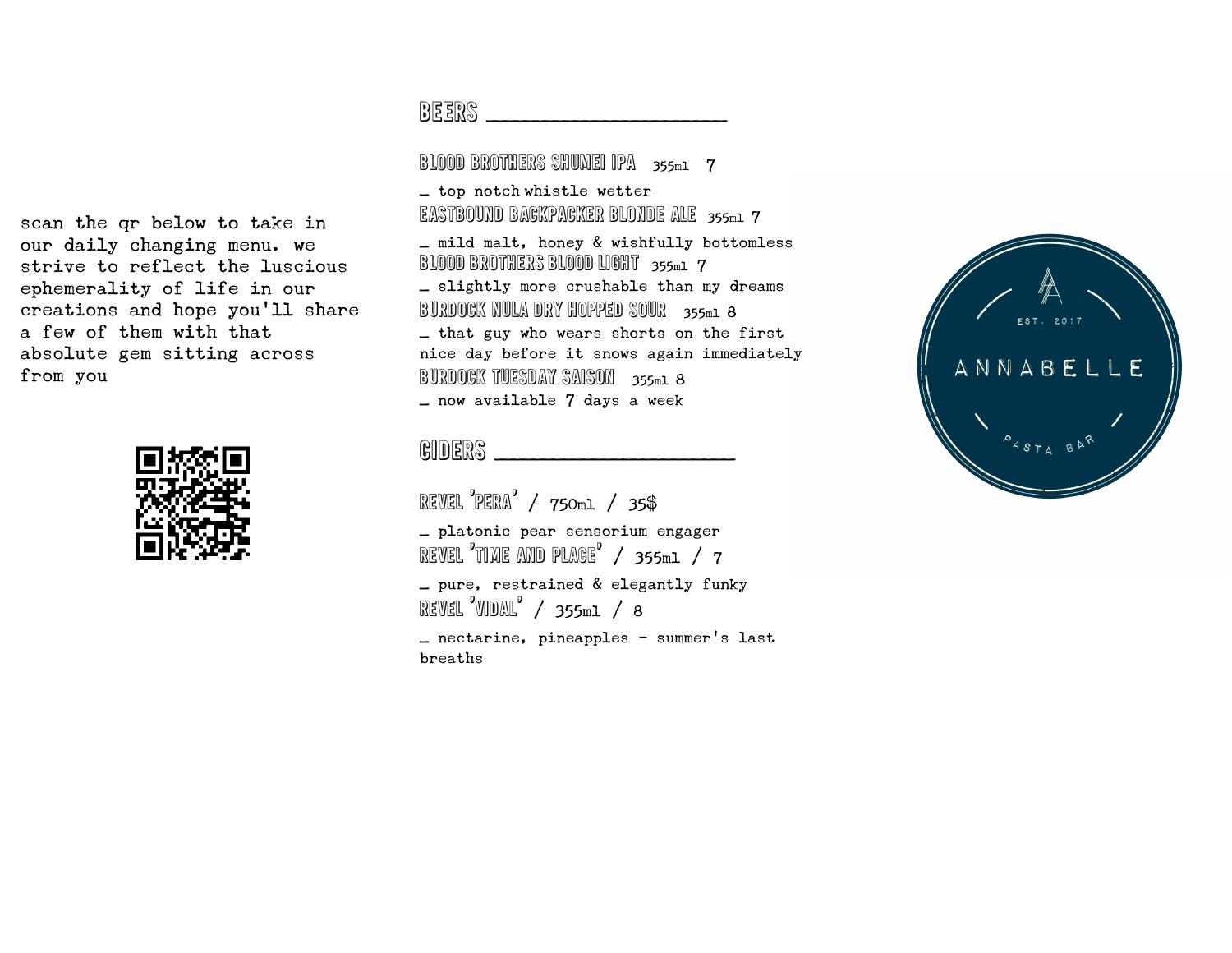scan the qr below to take in our daily changing menu. we strive to reflect the luscious ephemerality of life in our creations and hope you'll share a few of them with that absolute gem sitting across from you

## BEERS

**BLOOD BROTHERS SHUMEI IPA** 355ml 7

_ top notch whistle wetter

**EASTBOUND BACKPACKER BLONDE ALE** 355ml 7

_ mild malt, honey & wishfully bottomless

**BLOOD BROTHERS BLOOD LIGHT** 355ml 7

_ slightly more crushable than my dreams

**BURDOCK NULA DRY HOPPED SOUR** 355ml 8

_ that guy who wears shorts on the first nice day before it snows again immediately

**BURDOCK TUESDAY SAISON** 355ml 8

_ now available 7 days a week

## CIDERS

**REVEL 'PERA'** / 750ml / 35$

_ platonic pear sensorium engager

**REVEL 'TIME AND PLACE'** / 355ml / 7

_ pure, restrained & elegantly funky

**REVEL 'VIDAL'** / 355ml / 8

_ nectarine, pineapples - summer's last breaths

EST. 2017

ANNABELLE

PASTA BAR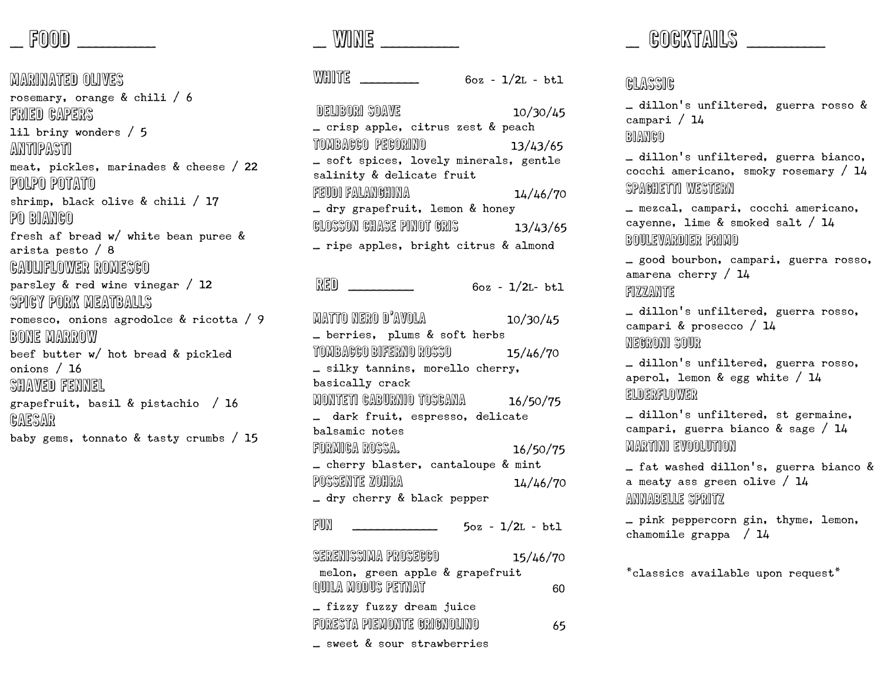## _ FOOD ________

### MARINATED OLIVES
rosemary, orange & chili / 6

### FRIED CAPERS
lil briny wonders / 5

### ANTIPASTI
meat, pickles, marinades & cheese / 22

### POLPO POTATO
shrimp, black olive & chili / 17

### PO BIANCO
fresh af bread w/ white bean puree & arista pesto / 8

### CAULIFLOWER ROMESCO
parsley & red wine vinegar / 12

### SPICY PORK MEATBALLS
romesco, onions agrodolce & ricotta / 9

### BONE MARROW
beef butter w/ hot bread & pickled onions / 16

### SHAVED FENNEL
grapefruit, basil & pistachio / 16

### CAESAR
baby gems, tonnato & tasty crumbs / 15

## _ WINE ________

### WHITE ________ 6oz - 1/2L - btl

**DELIBORI SOAVE** 10/30/45
_ crisp apple, citrus zest & peach

**TOMBACCO PECORINO** 13/43/65
_ soft spices, lovely minerals, gentle salinity & delicate fruit

**FEUDI FALANGHINA** 14/46/70
_ dry grapefruit, lemon & honey

**CLOSSON CHASE PINOT GRIS** 13/43/65
_ ripe apples, bright citrus & almond

### RED ________ 6oz - 1/2L- btl

**MATTO NERO D'AVOLA** 10/30/45
_ berries, plums & soft herbs

**TOMBACCO BIFERNO ROSSO** 15/46/70
_ silky tannins, morello cherry, basically crack

**MONTETI CABURNIO TOSCANA** 16/50/75
_ dark fruit, espresso, delicate balsamic notes

**FORMICA ROSSA.** 16/50/75
_ cherry blaster, cantaloupe & mint

**POSSENTE ZOHRA** 14/46/70
_ dry cherry & black pepper

### FUN ____________ 5oz - 1/2L - btl

**SERENISSIMA PROSECCO** 15/46/70
melon, green apple & grapefruit

**QUILA MODUS PETNAT** 60
_ fizzy fuzzy dream juice

**FORESTA PIEMONTE GRIGNOLINO** 65
_ sweet & sour strawberries

## _ COCKTAILS ________

### CLASSIC
_ dillon's unfiltered, guerra rosso & campari / 14

### BIANCO
_ dillon's unfiltered, guerra bianco, cocchi americano, smoky rosemary / 14

### SPAGHETTI WESTERN
_ mezcal, campari, cocchi americano, cayenne, lime & smoked salt / 14

### BOULEVARDIER PRIMO
_ good bourbon, campari, guerra rosso, amarena cherry / 14

### FIZZANTE
_ dillon's unfiltered, guerra rosso, campari & prosecco / 14

### NEGRONI SOUR
_ dillon's unfiltered, guerra rosso, aperol, lemon & egg white / 14

### ELDERFLOWER
_ dillon's unfiltered, st germaine, campari, guerra bianco & sage / 14

### MARTINI EVOOLUTION
_ fat washed dillon's, guerra bianco & a meaty ass green olive / 14

### ANNABELLE SPRITZ
_ pink peppercorn gin, thyme, lemon, chamomile grappa / 14

*classics available upon request*